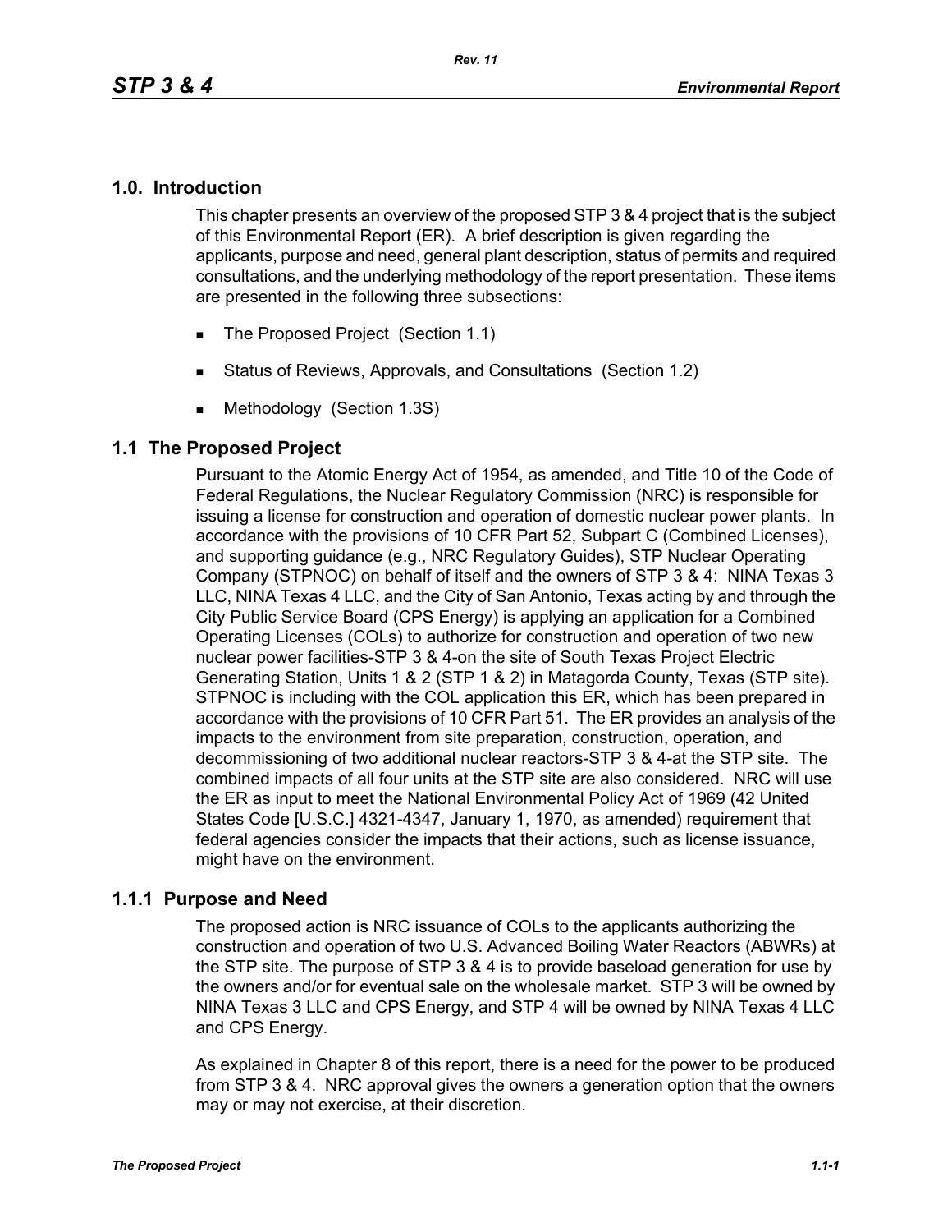## 1.0. Introduction

This chapter presents an overview of the proposed STP 3 & 4 project that is the subject of this Environmental Report (ER). A brief description is given regarding the applicants, purpose and need, general plant description, status of permits and required consultations, and the underlying methodology of the report presentation. These items are presented in the following three subsections:

- The Proposed Project (Section 1.1)
- Status of Reviews, Approvals, and Consultations (Section 1.2)
- Methodology (Section 1.3S)

## 1.1 The Proposed Project

Pursuant to the Atomic Energy Act of 1954, as amended, and Title 10 of the Code of Federal Regulations, the Nuclear Regulatory Commission (NRC) is responsible for issuing a license for construction and operation of domestic nuclear power plants. In accordance with the provisions of 10 CFR Part 52, Subpart C (Combined Licenses), and supporting guidance (e.g., NRC Regulatory Guides), STP Nuclear Operating Company (STPNOC) on behalf of itself and the owners of STP 3 & 4: NINA Texas 3 LLC, NINA Texas 4 LLC, and the City of San Antonio, Texas acting by and through the City Public Service Board (CPS Energy) is applying an application for a Combined Operating Licenses (COLs) to authorize for construction and operation of two new nuclear power facilities-STP 3 & 4-on the site of South Texas Project Electric Generating Station, Units 1 & 2 (STP 1 & 2) in Matagorda County, Texas (STP site). STPNOC is including with the COL application this ER, which has been prepared in accordance with the provisions of 10 CFR Part 51. The ER provides an analysis of the impacts to the environment from site preparation, construction, operation, and decommissioning of two additional nuclear reactors-STP 3 & 4-at the STP site. The combined impacts of all four units at the STP site are also considered. NRC will use the ER as input to meet the National Environmental Policy Act of 1969 (42 United States Code [U.S.C.] 4321-4347, January 1, 1970, as amended) requirement that federal agencies consider the impacts that their actions, such as license issuance, might have on the environment.

### 1.1.1 Purpose and Need

The proposed action is NRC issuance of COLs to the applicants authorizing the construction and operation of two U.S. Advanced Boiling Water Reactors (ABWRs) at the STP site. The purpose of STP 3 & 4 is to provide baseload generation for use by the owners and/or for eventual sale on the wholesale market. STP 3 will be owned by NINA Texas 3 LLC and CPS Energy, and STP 4 will be owned by NINA Texas 4 LLC and CPS Energy.

As explained in Chapter 8 of this report, there is a need for the power to be produced from STP 3 & 4. NRC approval gives the owners a generation option that the owners may or may not exercise, at their discretion.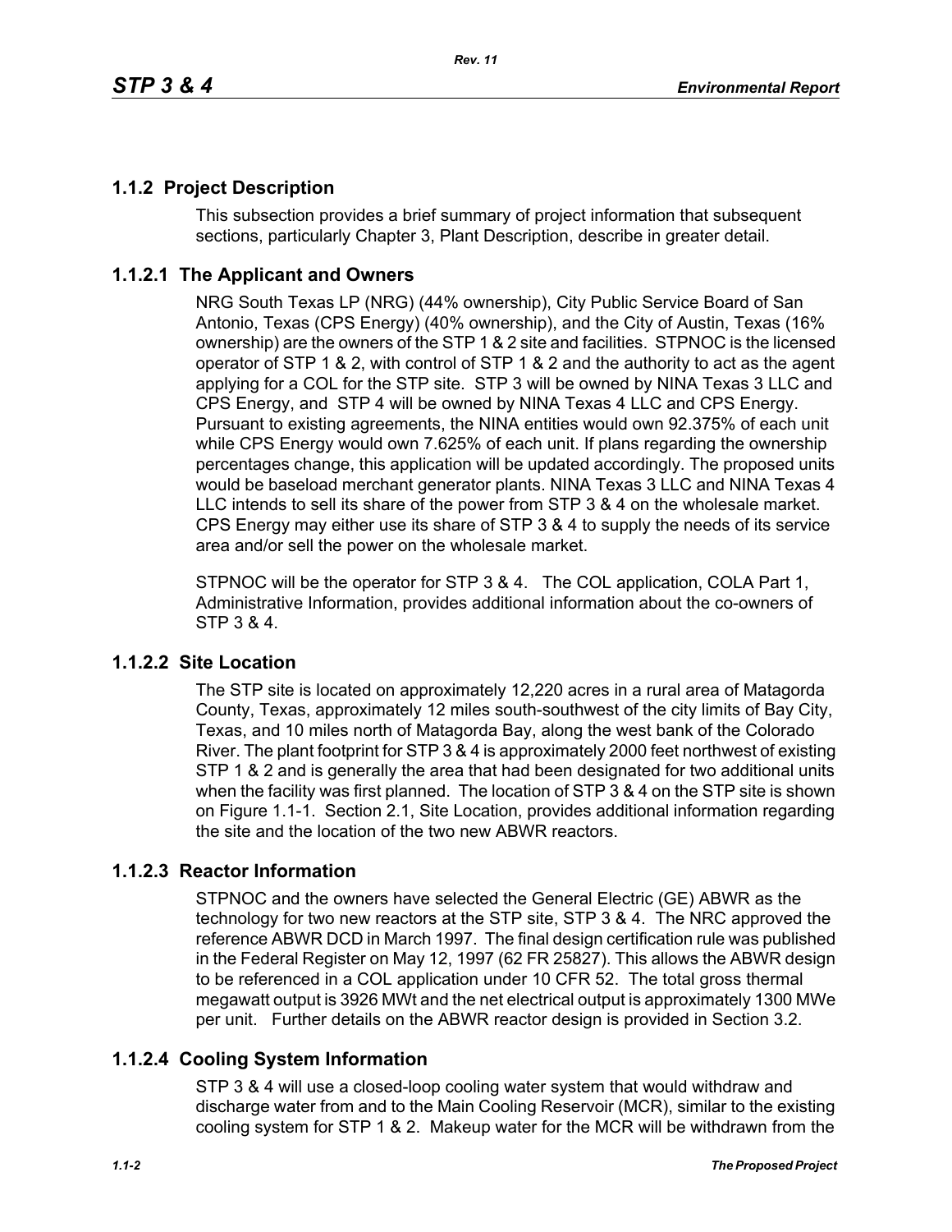## 1.1.2 Project Description

This subsection provides a brief summary of project information that subsequent sections, particularly Chapter 3, Plant Description, describe in greater detail.

### 1.1.2.1 The Applicant and Owners

NRG South Texas LP (NRG) (44% ownership), City Public Service Board of San Antonio, Texas (CPS Energy) (40% ownership), and the City of Austin, Texas (16% ownership) are the owners of the STP 1 & 2 site and facilities. STPNOC is the licensed operator of STP 1 & 2, with control of STP 1 & 2 and the authority to act as the agent applying for a COL for the STP site. STP 3 will be owned by NINA Texas 3 LLC and CPS Energy, and STP 4 will be owned by NINA Texas 4 LLC and CPS Energy. Pursuant to existing agreements, the NINA entities would own 92.375% of each unit while CPS Energy would own 7.625% of each unit. If plans regarding the ownership percentages change, this application will be updated accordingly. The proposed units would be baseload merchant generator plants. NINA Texas 3 LLC and NINA Texas 4 LLC intends to sell its share of the power from STP 3 & 4 on the wholesale market. CPS Energy may either use its share of STP 3 & 4 to supply the needs of its service area and/or sell the power on the wholesale market.

STPNOC will be the operator for STP 3 & 4. The COL application, COLA Part 1, Administrative Information, provides additional information about the co-owners of STP 3 & 4.

### 1.1.2.2 Site Location

The STP site is located on approximately 12,220 acres in a rural area of Matagorda County, Texas, approximately 12 miles south-southwest of the city limits of Bay City, Texas, and 10 miles north of Matagorda Bay, along the west bank of the Colorado River. The plant footprint for STP 3 & 4 is approximately 2000 feet northwest of existing STP 1 & 2 and is generally the area that had been designated for two additional units when the facility was first planned. The location of STP 3 & 4 on the STP site is shown on Figure 1.1-1. Section 2.1, Site Location, provides additional information regarding the site and the location of the two new ABWR reactors.

### 1.1.2.3 Reactor Information

STPNOC and the owners have selected the General Electric (GE) ABWR as the technology for two new reactors at the STP site, STP 3 & 4. The NRC approved the reference ABWR DCD in March 1997. The final design certification rule was published in the Federal Register on May 12, 1997 (62 FR 25827). This allows the ABWR design to be referenced in a COL application under 10 CFR 52. The total gross thermal megawatt output is 3926 MWt and the net electrical output is approximately 1300 MWe per unit. Further details on the ABWR reactor design is provided in Section 3.2.

### 1.1.2.4 Cooling System Information

STP 3 & 4 will use a closed-loop cooling water system that would withdraw and discharge water from and to the Main Cooling Reservoir (MCR), similar to the existing cooling system for STP 1 & 2. Makeup water for the MCR will be withdrawn from the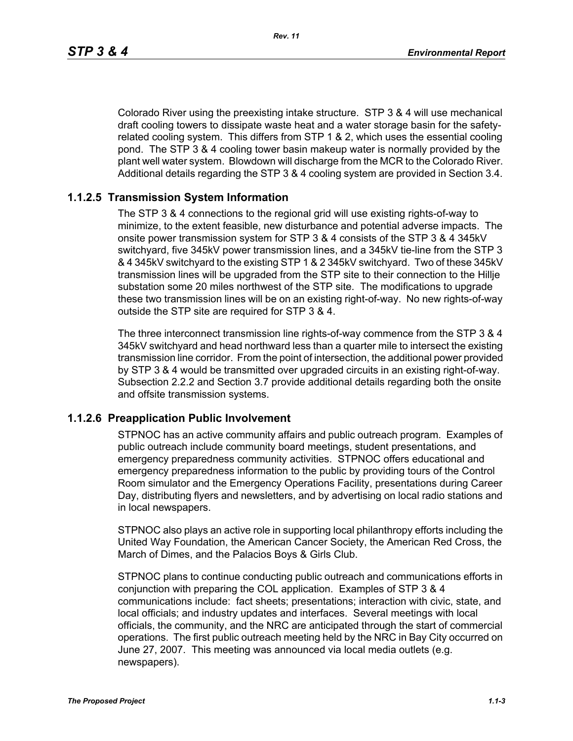Colorado River using the preexisting intake structure. STP 3 & 4 will use mechanical draft cooling towers to dissipate waste heat and a water storage basin for the safety-related cooling system. This differs from STP 1 & 2, which uses the essential cooling pond. The STP 3 & 4 cooling tower basin makeup water is normally provided by the plant well water system. Blowdown will discharge from the MCR to the Colorado River. Additional details regarding the STP 3 & 4 cooling system are provided in Section 3.4.

### 1.1.2.5 Transmission System Information

The STP 3 & 4 connections to the regional grid will use existing rights-of-way to minimize, to the extent feasible, new disturbance and potential adverse impacts. The onsite power transmission system for STP 3 & 4 consists of the STP 3 & 4 345kV switchyard, five 345kV power transmission lines, and a 345kV tie-line from the STP 3 & 4 345kV switchyard to the existing STP 1 & 2 345kV switchyard. Two of these 345kV transmission lines will be upgraded from the STP site to their connection to the Hillje substation some 20 miles northwest of the STP site. The modifications to upgrade these two transmission lines will be on an existing right-of-way. No new rights-of-way outside the STP site are required for STP 3 & 4.

The three interconnect transmission line rights-of-way commence from the STP 3 & 4 345kV switchyard and head northward less than a quarter mile to intersect the existing transmission line corridor. From the point of intersection, the additional power provided by STP 3 & 4 would be transmitted over upgraded circuits in an existing right-of-way. Subsection 2.2.2 and Section 3.7 provide additional details regarding both the onsite and offsite transmission systems.

### 1.1.2.6 Preapplication Public Involvement

STPNOC has an active community affairs and public outreach program. Examples of public outreach include community board meetings, student presentations, and emergency preparedness community activities. STPNOC offers educational and emergency preparedness information to the public by providing tours of the Control Room simulator and the Emergency Operations Facility, presentations during Career Day, distributing flyers and newsletters, and by advertising on local radio stations and in local newspapers.

STPNOC also plays an active role in supporting local philanthropy efforts including the United Way Foundation, the American Cancer Society, the American Red Cross, the March of Dimes, and the Palacios Boys & Girls Club.

STPNOC plans to continue conducting public outreach and communications efforts in conjunction with preparing the COL application. Examples of STP 3 & 4 communications include: fact sheets; presentations; interaction with civic, state, and local officials; and industry updates and interfaces. Several meetings with local officials, the community, and the NRC are anticipated through the start of commercial operations. The first public outreach meeting held by the NRC in Bay City occurred on June 27, 2007. This meeting was announced via local media outlets (e.g. newspapers).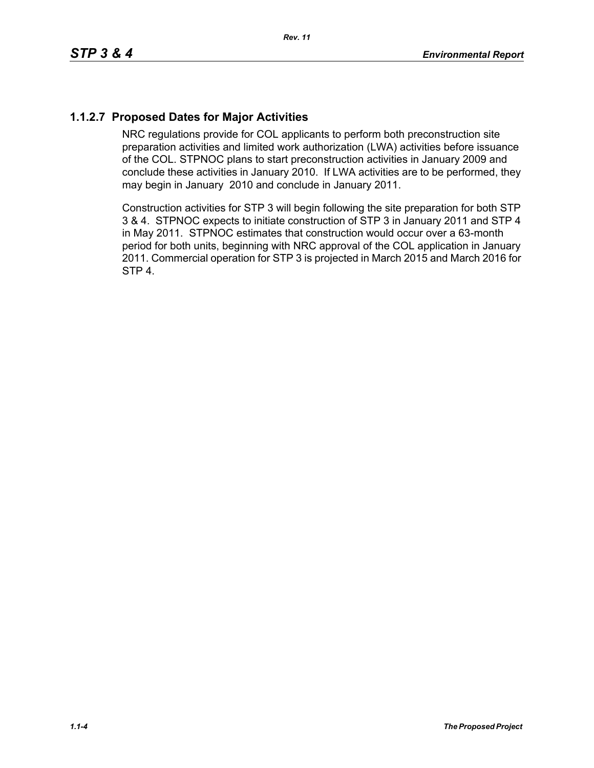### 1.1.2.7 Proposed Dates for Major Activities

NRC regulations provide for COL applicants to perform both preconstruction site preparation activities and limited work authorization (LWA) activities before issuance of the COL. STPNOC plans to start preconstruction activities in January 2009 and conclude these activities in January 2010. If LWA activities are to be performed, they may begin in January 2010 and conclude in January 2011.

Construction activities for STP 3 will begin following the site preparation for both STP 3 & 4. STPNOC expects to initiate construction of STP 3 in January 2011 and STP 4 in May 2011. STPNOC estimates that construction would occur over a 63-month period for both units, beginning with NRC approval of the COL application in January 2011. Commercial operation for STP 3 is projected in March 2015 and March 2016 for STP 4.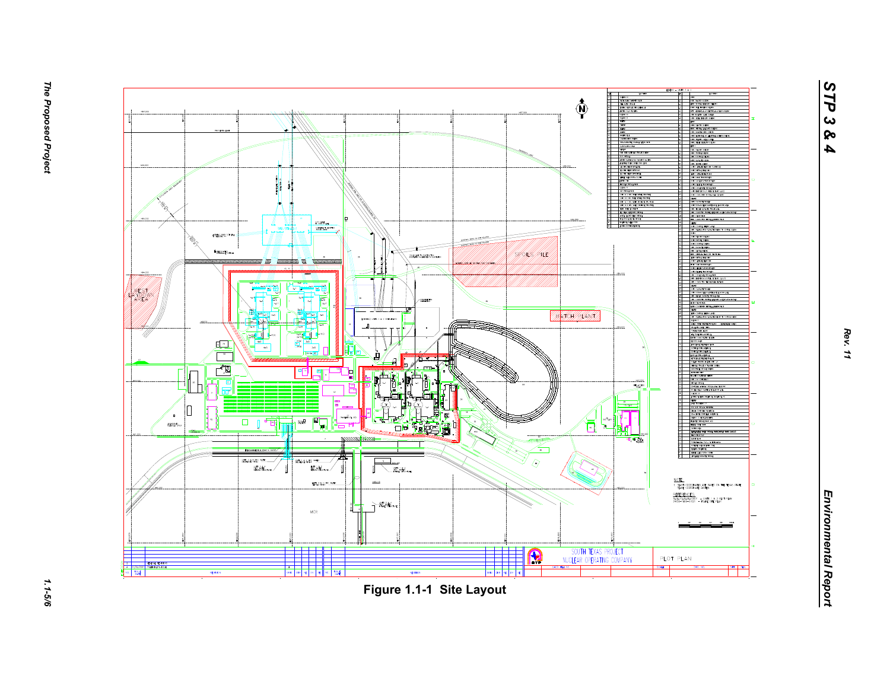SPOIL PILE

WEST LAYDOWN AREA

BATCH PLANT

MCR

NOTE:

REFERENCES:

SOUTH TEXAS PROJECT
NUCLEAR OPERATING COMPANY

PLOT PLAN

Figure 1.1-1 Site Layout